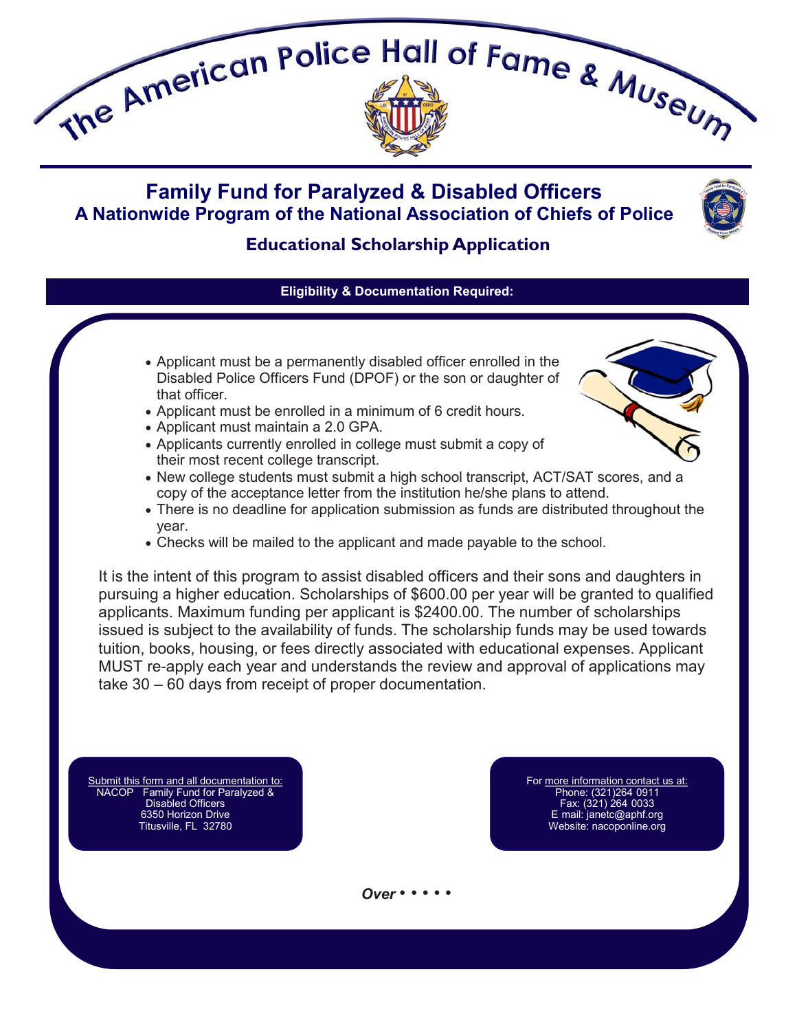# The American Police Hall of Fame & Museum

## Family Fund for Paralyzed & Disabled Officers

### A Nationwide Program of the National Association of Chiefs of Police

### Educational Scholarship Application

**Eligibility & Documentation Required:**

- Applicant must be a permanently disabled officer enrolled in the Disabled Police Officers Fund (DPOF) or the son or daughter of that officer.
- Applicant must be enrolled in a minimum of 6 credit hours.
- Applicant must maintain a 2.0 GPA.
- Applicants currently enrolled in college must submit a copy of their most recent college transcript.
- New college students must submit a high school transcript, ACT/SAT scores, and a copy of the acceptance letter from the institution he/she plans to attend.
- There is no deadline for application submission as funds are distributed throughout the year.
- Checks will be mailed to the applicant and made payable to the school.

It is the intent of this program to assist disabled officers and their sons and daughters in pursuing a higher education. Scholarships of $600.00 per year will be granted to qualified applicants. Maximum funding per applicant is $2400.00. The number of scholarships issued is subject to the availability of funds. The scholarship funds may be used towards tuition, books, housing, or fees directly associated with educational expenses. Applicant MUST re-apply each year and understands the review and approval of applications may take 30 – 60 days from receipt of proper documentation.

Submit this form and all documentation to:
NACOP Family Fund for Paralyzed & Disabled Officers
6350 Horizon Drive
Titusville, FL 32780

For more information contact us at:
Phone: (321)264 0911
Fax: (321) 264 0033
E mail: janetc@aphf.org
Website: nacoponline.org

*Over* • • • • •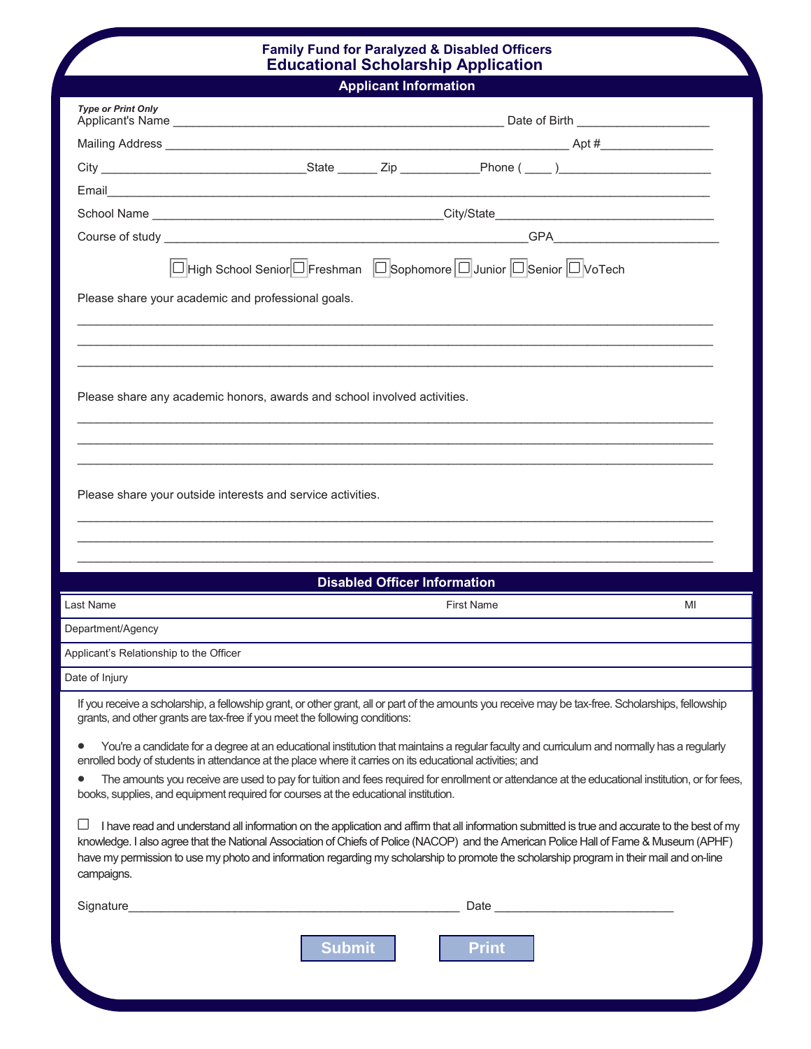# Family Fund for Paralyzed & Disabled Officers
## Educational Scholarship Application

### Applicant Information

*Type or Print Only*

Applicant's Name ______________________________ Date of Birth ____________________

Mailing Address ______________________________ Apt #_________________

City ______________________ State ______ Zip ____________ Phone ( ____ )______________________

Email_____________________________________________________________

School Name ______________________________ City/State_______________________________

Course of study ______________________________ GPA________________________

☐ High School Senior ☐ Freshman ☐ Sophomore ☐ Junior ☐ Senior ☐ VoTech

Please share your academic and professional goals.

_____________________________________________________________

_____________________________________________________________

_____________________________________________________________

Please share any academic honors, awards and school involved activities.

_____________________________________________________________

_____________________________________________________________

_____________________________________________________________

Please share your outside interests and service activities.

_____________________________________________________________

_____________________________________________________________

_____________________________________________________________

### Disabled Officer Information

| Last Name | First Name | MI |
|---|---|---|
| Department/Agency | | |
| Applicant's Relationship to the Officer | | |
| Date of Injury | | |

If you receive a scholarship, a fellowship grant, or other grant, all or part of the amounts you receive may be tax-free. Scholarships, fellowship grants, and other grants are tax-free if you meet the following conditions:

- You're a candidate for a degree at an educational institution that maintains a regular faculty and curriculum and normally has a regularly enrolled body of students in attendance at the place where it carries on its educational activities; and
- The amounts you receive are used to pay for tuition and fees required for enrollment or attendance at the educational institution, or for fees, books, supplies, and equipment required for courses at the educational institution.

☐ I have read and understand all information on the application and affirm that all information submitted is true and accurate to the best of my knowledge. I also agree that the National Association of Chiefs of Police (NACOP) and the American Police Hall of Fame & Museum (APHF) have my permission to use my photo and information regarding my scholarship to promote the scholarship program in their mail and on-line campaigns.

Signature______________________________ Date ___________________________

Submit Print